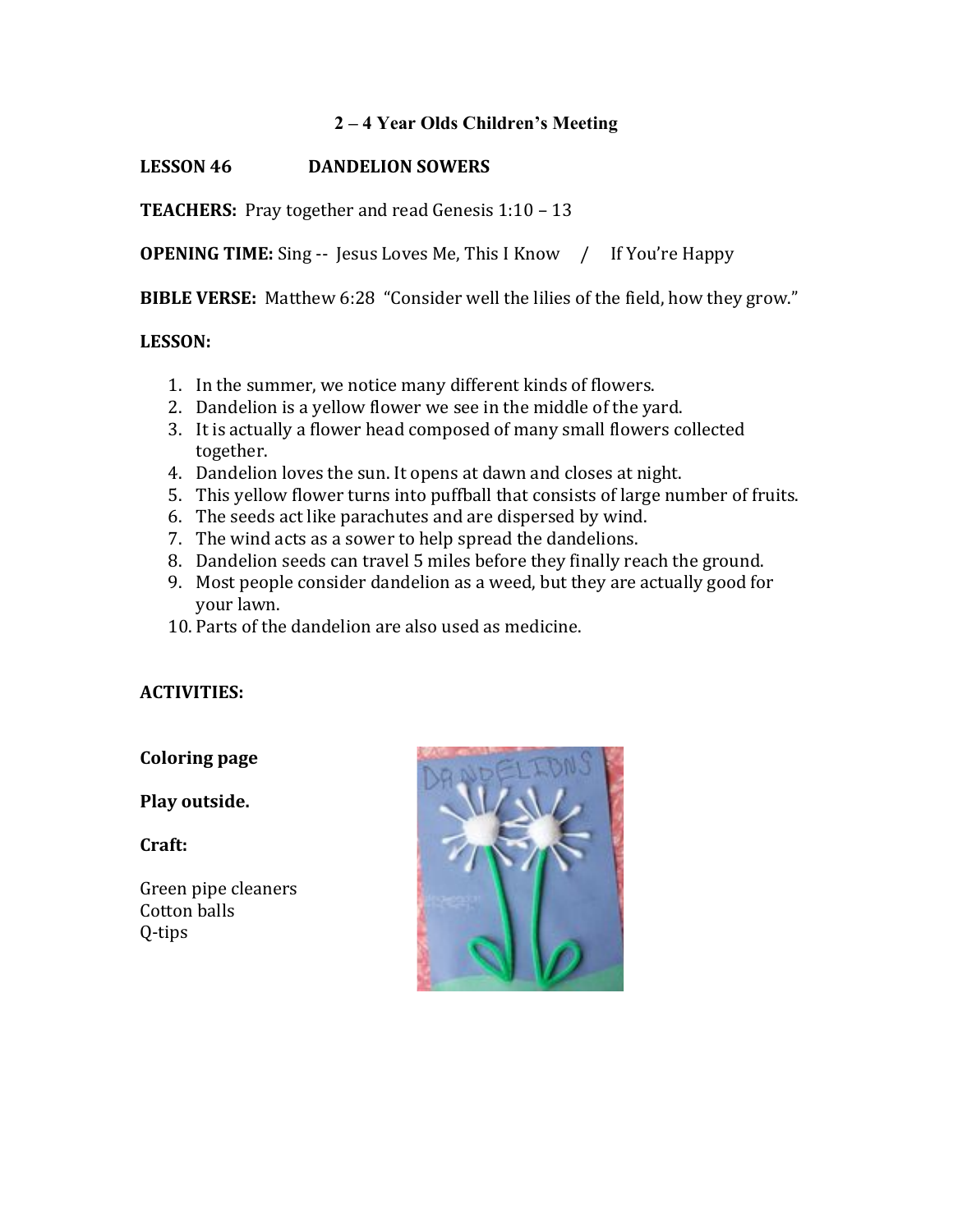# 2 – 4 Year Olds Children's Meeting

## LESSON 46 DANDELION SOWERS

**TEACHERS:** Pray together and read Genesis 1:10 – 13

**OPENING TIME:** Sing -- Jesus Loves Me, This I Know / If You're Happy

**BIBLE VERSE:** Matthew 6:28 "Consider well the lilies of the field, how they grow."

**LESSON:**

1. In the summer, we notice many different kinds of flowers.
2. Dandelion is a yellow flower we see in the middle of the yard.
3. It is actually a flower head composed of many small flowers collected together.
4. Dandelion loves the sun. It opens at dawn and closes at night.
5. This yellow flower turns into puffball that consists of large number of fruits.
6. The seeds act like parachutes and are dispersed by wind.
7. The wind acts as a sower to help spread the dandelions.
8. Dandelion seeds can travel 5 miles before they finally reach the ground.
9. Most people consider dandelion as a weed, but they are actually good for your lawn.
10. Parts of the dandelion are also used as medicine.

**ACTIVITIES:**

**Coloring page**

**Play outside.**

**Craft:**

Green pipe cleaners
Cotton balls
Q-tips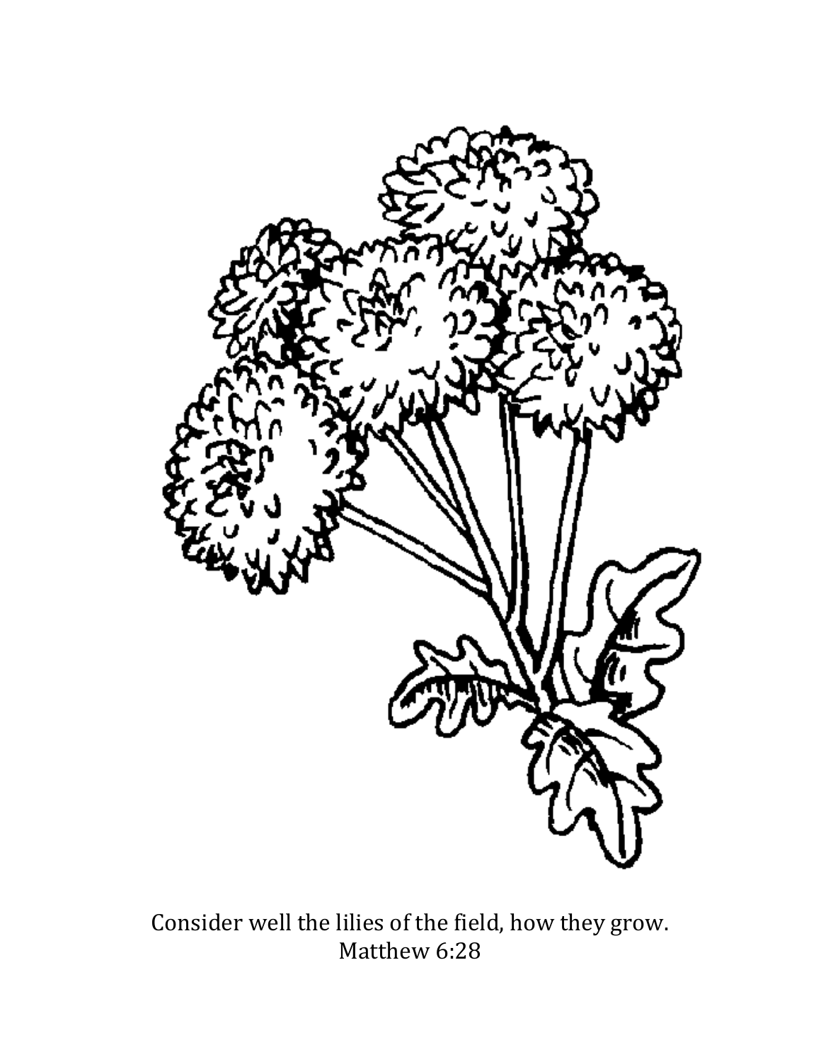Consider well the lilies of the field, how they grow.
Matthew 6:28